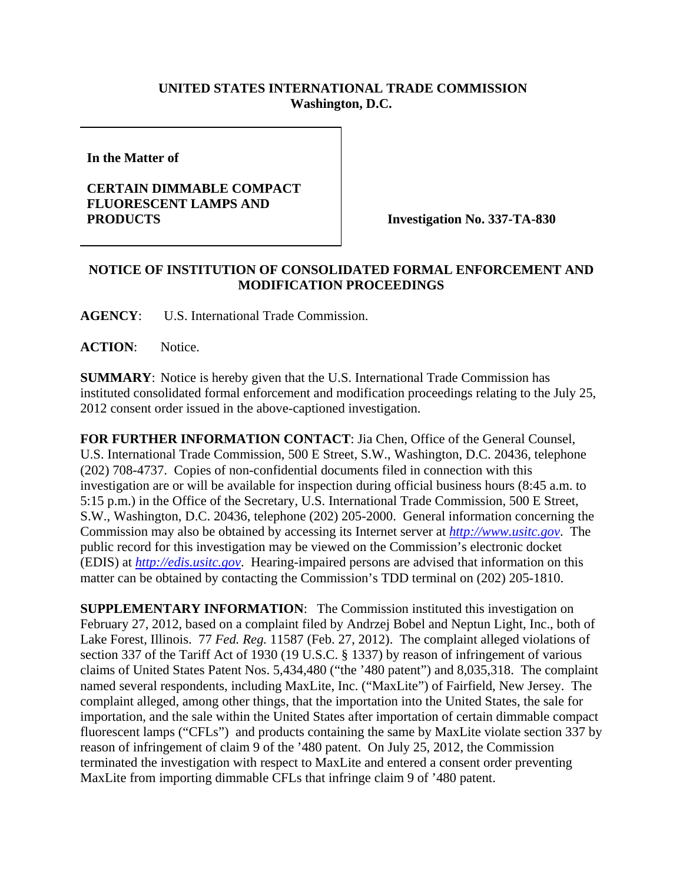**UNITED STATES INTERNATIONAL TRADE COMMISSION**
**Washington, D.C.**

| **In the Matter of** **CERTAIN DIMMABLE COMPACT FLUORESCENT LAMPS AND PRODUCTS** | **Investigation No. 337-TA-830** |
|---|---|

**NOTICE OF INSTITUTION OF CONSOLIDATED FORMAL ENFORCEMENT AND MODIFICATION PROCEEDINGS**

**AGENCY**: U.S. International Trade Commission.

**ACTION**: Notice.

**SUMMARY**: Notice is hereby given that the U.S. International Trade Commission has instituted consolidated formal enforcement and modification proceedings relating to the July 25, 2012 consent order issued in the above-captioned investigation.

**FOR FURTHER INFORMATION CONTACT**: Jia Chen, Office of the General Counsel, U.S. International Trade Commission, 500 E Street, S.W., Washington, D.C. 20436, telephone (202) 708-4737. Copies of non-confidential documents filed in connection with this investigation are or will be available for inspection during official business hours (8:45 a.m. to 5:15 p.m.) in the Office of the Secretary, U.S. International Trade Commission, 500 E Street, S.W., Washington, D.C. 20436, telephone (202) 205-2000. General information concerning the Commission may also be obtained by accessing its Internet server at *http://www.usitc.gov*. The public record for this investigation may be viewed on the Commission's electronic docket (EDIS) at *http://edis.usitc.gov*. Hearing-impaired persons are advised that information on this matter can be obtained by contacting the Commission's TDD terminal on (202) 205-1810.

**SUPPLEMENTARY INFORMATION**: The Commission instituted this investigation on February 27, 2012, based on a complaint filed by Andrzej Bobel and Neptun Light, Inc., both of Lake Forest, Illinois. 77 *Fed. Reg.* 11587 (Feb. 27, 2012). The complaint alleged violations of section 337 of the Tariff Act of 1930 (19 U.S.C. § 1337) by reason of infringement of various claims of United States Patent Nos. 5,434,480 ("the '480 patent") and 8,035,318. The complaint named several respondents, including MaxLite, Inc. ("MaxLite") of Fairfield, New Jersey. The complaint alleged, among other things, that the importation into the United States, the sale for importation, and the sale within the United States after importation of certain dimmable compact fluorescent lamps ("CFLs") and products containing the same by MaxLite violate section 337 by reason of infringement of claim 9 of the '480 patent. On July 25, 2012, the Commission terminated the investigation with respect to MaxLite and entered a consent order preventing MaxLite from importing dimmable CFLs that infringe claim 9 of '480 patent.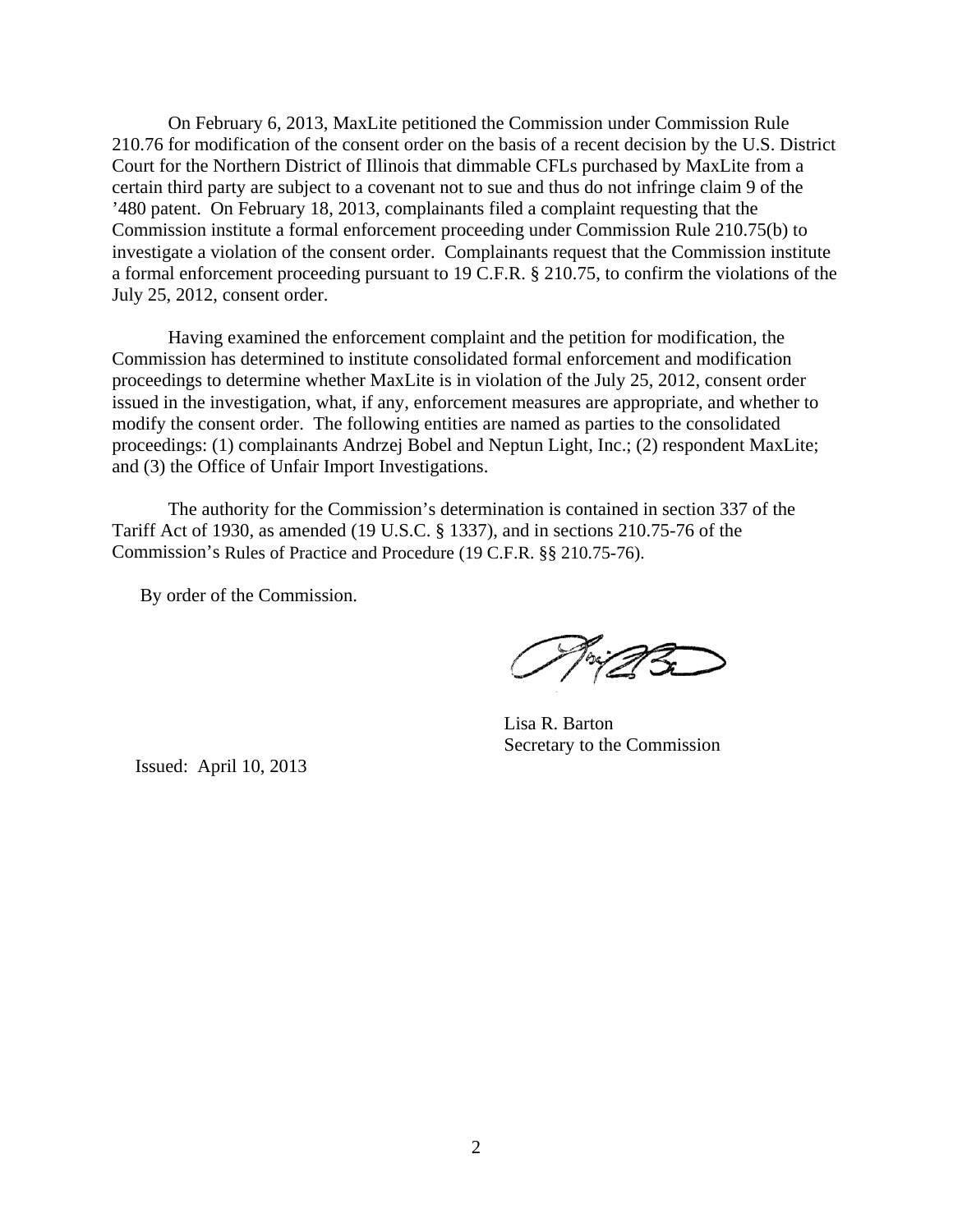On February 6, 2013, MaxLite petitioned the Commission under Commission Rule 210.76 for modification of the consent order on the basis of a recent decision by the U.S. District Court for the Northern District of Illinois that dimmable CFLs purchased by MaxLite from a certain third party are subject to a covenant not to sue and thus do not infringe claim 9 of the '480 patent. On February 18, 2013, complainants filed a complaint requesting that the Commission institute a formal enforcement proceeding under Commission Rule 210.75(b) to investigate a violation of the consent order. Complainants request that the Commission institute a formal enforcement proceeding pursuant to 19 C.F.R. § 210.75, to confirm the violations of the July 25, 2012, consent order.

Having examined the enforcement complaint and the petition for modification, the Commission has determined to institute consolidated formal enforcement and modification proceedings to determine whether MaxLite is in violation of the July 25, 2012, consent order issued in the investigation, what, if any, enforcement measures are appropriate, and whether to modify the consent order. The following entities are named as parties to the consolidated proceedings: (1) complainants Andrzej Bobel and Neptun Light, Inc.; (2) respondent MaxLite; and (3) the Office of Unfair Import Investigations.

The authority for the Commission's determination is contained in section 337 of the Tariff Act of 1930, as amended (19 U.S.C. § 1337), and in sections 210.75-76 of the Commission's Rules of Practice and Procedure (19 C.F.R. §§ 210.75-76).

By order of the Commission.

Lisa R. Barton
Secretary to the Commission

Issued: April 10, 2013